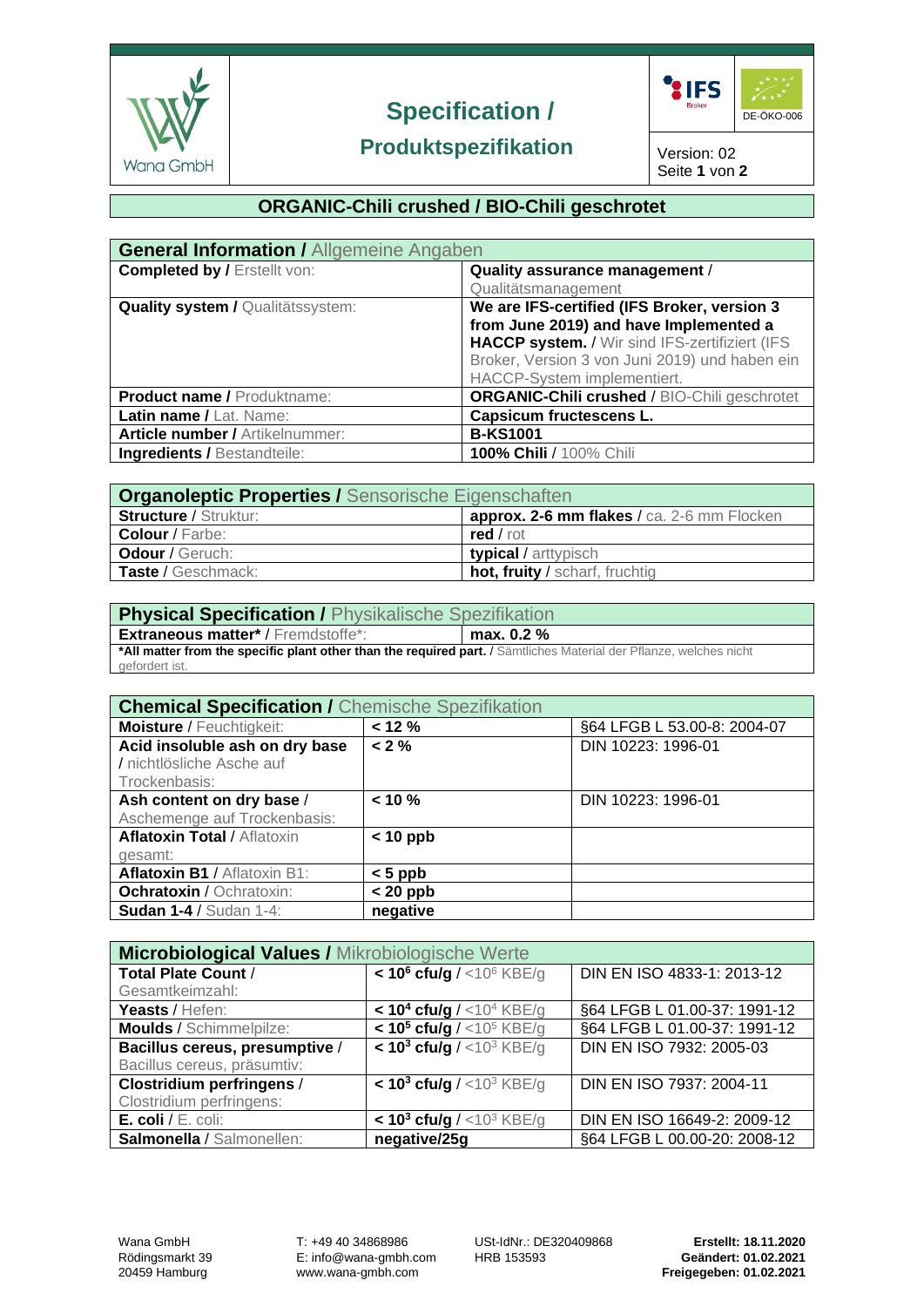Wana GmbH

# Specification / Produktspezifikation

IFS Broker | DE-ÖKO-006

Version: 02

## ORGANIC-Chili crushed / BIO-Chili geschrotet

| **General Information /** Allgemeine Angaben | |
|---|---|
| **Completed by /** Erstellt von: | **Quality assurance management /** Qualitätsmanagement |
| **Quality system /** Qualitätssystem: | **We are IFS-certified (IFS Broker, version 3 from June 2019) and have Implemented a HACCP system. /** Wir sind IFS-zertifiziert (IFS Broker, Version 3 von Juni 2019) und haben ein HACCP-System implementiert. |
| **Product name /** Produktname: | **ORGANIC-Chili crushed** / BIO-Chili geschrotet |
| **Latin name /** Lat. Name: | **Capsicum fructescens L.** |
| **Article number /** Artikelnummer: | **B-KS1001** |
| **Ingredients /** Bestandteile: | **100% Chili** / 100% Chili |

| **Organoleptic Properties /** Sensorische Eigenschaften | |
|---|---|
| **Structure** / Struktur: | **approx. 2-6 mm flakes** / ca. 2-6 mm Flocken |
| **Colour** / Farbe: | **red** / rot |
| **Odour** / Geruch: | **typical** / arttypisch |
| **Taste** / Geschmack: | **hot, fruity** / scharf, fruchtig |

| **Physical Specification /** Physikalische Spezifikation | |
|---|---|
| **Extraneous matter*** / Fremdstoffe*: | **max. 0.2 %** |

***All matter from the specific plant other than the required part.** / Sämtliches Material der Pflanze, welches nicht gefordert ist.

| **Chemical Specification /** Chemische Spezifikation | | |
|---|---|---|
| **Moisture** / Feuchtigkeit: | **< 12 %** | §64 LFGB L 53.00-8: 2004-07 |
| **Acid insoluble ash on dry base** / nichtlösliche Asche auf Trockenbasis: | **< 2 %** | DIN 10223: 1996-01 |
| **Ash content on dry base** / Aschemenge auf Trockenbasis: | **< 10 %** | DIN 10223: 1996-01 |
| **Aflatoxin Total** / Aflatoxin gesamt: | **< 10 ppb** | |
| **Aflatoxin B1** / Aflatoxin B1: | **< 5 ppb** | |
| **Ochratoxin** / Ochratoxin: | **< 20 ppb** | |
| **Sudan 1-4** / Sudan 1-4: | **negative** | |

| **Microbiological Values /** Mikrobiologische Werte | | |
|---|---|---|
| **Total Plate Count** / Gesamtkeimzahl: | **< $10^6$ cfu/g** / < $10^6$ KBE/g | DIN EN ISO 4833-1: 2013-12 |
| **Yeasts** / Hefen: | **< $10^4$ cfu/g** / < $10^4$ KBE/g | §64 LFGB L 01.00-37: 1991-12 |
| **Moulds** / Schimmelpilze: | **< $10^5$ cfu/g** / < $10^5$ KBE/g | §64 LFGB L 01.00-37: 1991-12 |
| **Bacillus cereus, presumptive** / Bacillus cereus, präsumtiv: | **< $10^3$ cfu/g** / < $10^3$ KBE/g | DIN EN ISO 7932: 2005-03 |
| **Clostridium perfringens** / Clostridium perfringens: | **< $10^3$ cfu/g** / < $10^3$ KBE/g | DIN EN ISO 7937: 2004-11 |
| **E. coli** / E. coli: | **< $10^3$ cfu/g** / < $10^3$ KBE/g | DIN EN ISO 16649-2: 2009-12 |
| **Salmonella** / Salmonellen: | **negative/25g** | §64 LFGB L 00.00-20: 2008-12 |

Wana GmbH
Rödingsmarkt 39
20459 Hamburg

T: +49 40 34868986
E: info@wana-gmbh.com
www.wana-gmbh.com

USt-IdNr.: DE320409868
HRB 153593

**Erstellt: 18.11.2020**
**Geändert: 01.02.2021**
**Freigegeben: 01.02.2021**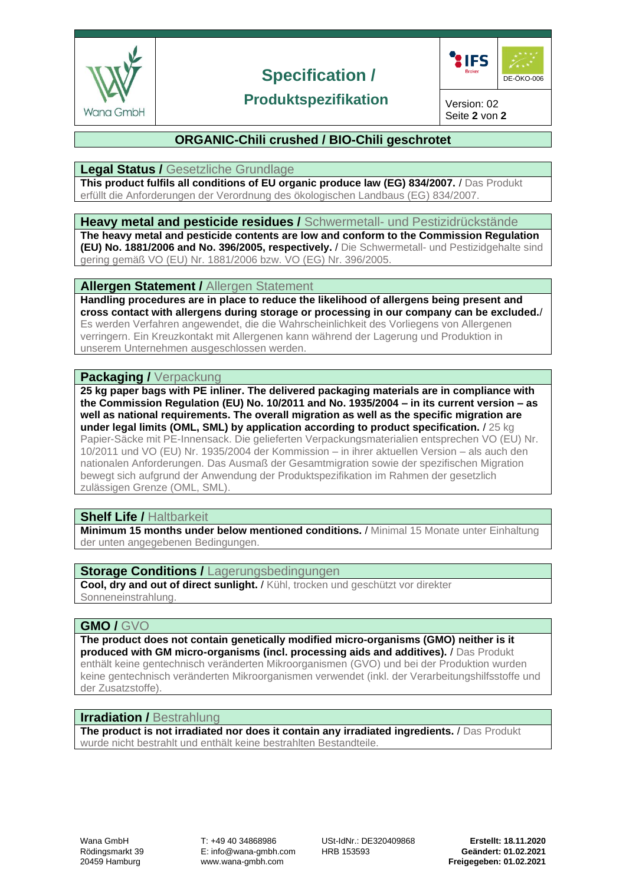# Specification / Produktspezifikation

## ORGANIC-Chili crushed / BIO-Chili geschrotet

### Legal Status / Gesetzliche Grundlage

**This product fulfils all conditions of EU organic produce law (EG) 834/2007.** / Das Produkt erfüllt die Anforderungen der Verordnung des ökologischen Landbaus (EG) 834/2007.

### Heavy metal and pesticide residues / Schwermetall- und Pestizidrückstände

**The heavy metal and pesticide contents are low and conform to the Commission Regulation (EU) No. 1881/2006 and No. 396/2005, respectively.** / Die Schwermetall- und Pestizidgehalte sind gering gemäß VO (EU) Nr. 1881/2006 bzw. VO (EG) Nr. 396/2005.

### Allergen Statement / Allergen Statement

**Handling procedures are in place to reduce the likelihood of allergens being present and cross contact with allergens during storage or processing in our company can be excluded.**/ Es werden Verfahren angewendet, die die Wahrscheinlichkeit des Vorliegens von Allergenen verringern. Ein Kreuzkontakt mit Allergenen kann während der Lagerung und Produktion in unserem Unternehmen ausgeschlossen werden.

### Packaging / Verpackung

**25 kg paper bags with PE inliner. The delivered packaging materials are in compliance with the Commission Regulation (EU) No. 10/2011 and No. 1935/2004 – in its current version – as well as national requirements. The overall migration as well as the specific migration are under legal limits (OML, SML) by application according to product specification.** / 25 kg Papier-Säcke mit PE-Innensack. Die gelieferten Verpackungsmaterialien entsprechen VO (EU) Nr. 10/2011 und VO (EU) Nr. 1935/2004 der Kommission – in ihrer aktuellen Version – als auch den nationalen Anforderungen. Das Ausmaß der Gesamtmigration sowie der spezifischen Migration bewegt sich aufgrund der Anwendung der Produktspezifikation im Rahmen der gesetzlich zulässigen Grenze (OML, SML).

### Shelf Life / Haltbarkeit

**Minimum 15 months under below mentioned conditions.** / Minimal 15 Monate unter Einhaltung der unten angegebenen Bedingungen.

### Storage Conditions / Lagerungsbedingungen

**Cool, dry and out of direct sunlight.** / Kühl, trocken und geschützt vor direkter Sonneneinstrahlung.

### GMO / GVO

**The product does not contain genetically modified micro-organisms (GMO) neither is it produced with GM micro-organisms (incl. processing aids and additives).** / Das Produkt enthält keine gentechnisch veränderten Mikroorganismen (GVO) und bei der Produktion wurden keine gentechnisch veränderten Mikroorganismen verwendet (inkl. der Verarbeitungshilfsstoffe und der Zusatzstoffe).

### Irradiation / Bestrahlung

**The product is not irradiated nor does it contain any irradiated ingredients.** / Das Produkt wurde nicht bestrahlt und enthält keine bestrahlten Bestandteile.

Wana GmbH
Rödingsmarkt 39
20459 Hamburg

T: +49 40 34868986
E: info@wana-gmbh.com
www.wana-gmbh.com

USt-IdNr.: DE320409868
HRB 153593

**Erstellt: 18.11.2020**
**Geändert: 01.02.2021**
**Freigegeben: 01.02.2021**